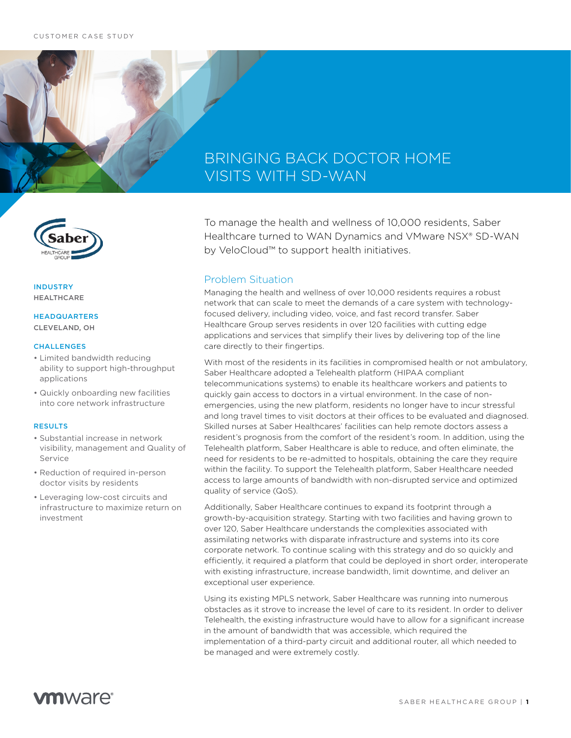CUSTOMER CASE STUDY

# BRINGING BACK DOCTOR HOME VISITS WITH SD-WAN

To manage the health and wellness of 10,000 residents, Saber Healthcare turned to WAN Dynamics and VMware NSX® SD-WAN by VeloCloud™ to support health initiatives.

**INDUSTRY**
HEALTHCARE

**HEADQUARTERS**
CLEVELAND, OH

**CHALLENGES**

- Limited bandwidth reducing ability to support high-throughput applications
- Quickly onboarding new facilities into core network infrastructure

**RESULTS**

- Substantial increase in network visibility, management and Quality of Service
- Reduction of required in-person doctor visits by residents
- Leveraging low-cost circuits and infrastructure to maximize return on investment

## Problem Situation

Managing the health and wellness of over 10,000 residents requires a robust network that can scale to meet the demands of a care system with technology-focused delivery, including video, voice, and fast record transfer. Saber Healthcare Group serves residents in over 120 facilities with cutting edge applications and services that simplify their lives by delivering top of the line care directly to their fingertips.

With most of the residents in its facilities in compromised health or not ambulatory, Saber Healthcare adopted a Telehealth platform (HIPAA compliant telecommunications systems) to enable its healthcare workers and patients to quickly gain access to doctors in a virtual environment. In the case of non-emergencies, using the new platform, residents no longer have to incur stressful and long travel times to visit doctors at their offices to be evaluated and diagnosed. Skilled nurses at Saber Healthcares' facilities can help remote doctors assess a resident's prognosis from the comfort of the resident's room. In addition, using the Telehealth platform, Saber Healthcare is able to reduce, and often eliminate, the need for residents to be re-admitted to hospitals, obtaining the care they require within the facility. To support the Telehealth platform, Saber Healthcare needed access to large amounts of bandwidth with non-disrupted service and optimized quality of service (QoS).

Additionally, Saber Healthcare continues to expand its footprint through a growth-by-acquisition strategy. Starting with two facilities and having grown to over 120, Saber Healthcare understands the complexities associated with assimilating networks with disparate infrastructure and systems into its core corporate network. To continue scaling with this strategy and do so quickly and efficiently, it required a platform that could be deployed in short order, interoperate with existing infrastructure, increase bandwidth, limit downtime, and deliver an exceptional user experience.

Using its existing MPLS network, Saber Healthcare was running into numerous obstacles as it strove to increase the level of care to its resident. In order to deliver Telehealth, the existing infrastructure would have to allow for a significant increase in the amount of bandwidth that was accessible, which required the implementation of a third-party circuit and additional router, all which needed to be managed and were extremely costly.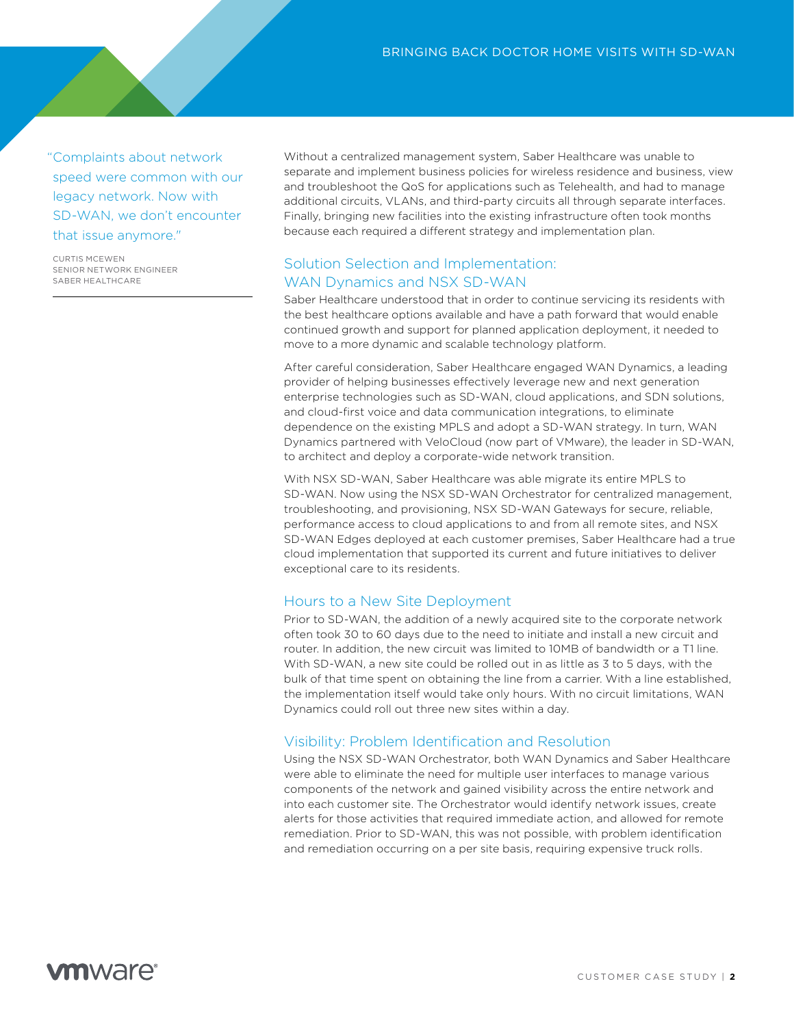> "Complaints about network speed were common with our legacy network. Now with SD-WAN, we don't encounter that issue anymore."
>
> CURTIS MCEWEN
> SENIOR NETWORK ENGINEER
> SABER HEALTHCARE

Without a centralized management system, Saber Healthcare was unable to separate and implement business policies for wireless residence and business, view and troubleshoot the QoS for applications such as Telehealth, and had to manage additional circuits, VLANs, and third-party circuits all through separate interfaces. Finally, bringing new facilities into the existing infrastructure often took months because each required a different strategy and implementation plan.

## Solution Selection and Implementation: WAN Dynamics and NSX SD-WAN

Saber Healthcare understood that in order to continue servicing its residents with the best healthcare options available and have a path forward that would enable continued growth and support for planned application deployment, it needed to move to a more dynamic and scalable technology platform.

After careful consideration, Saber Healthcare engaged WAN Dynamics, a leading provider of helping businesses effectively leverage new and next generation enterprise technologies such as SD-WAN, cloud applications, and SDN solutions, and cloud-first voice and data communication integrations, to eliminate dependence on the existing MPLS and adopt a SD-WAN strategy. In turn, WAN Dynamics partnered with VeloCloud (now part of VMware), the leader in SD-WAN, to architect and deploy a corporate-wide network transition.

With NSX SD-WAN, Saber Healthcare was able migrate its entire MPLS to SD-WAN. Now using the NSX SD-WAN Orchestrator for centralized management, troubleshooting, and provisioning, NSX SD-WAN Gateways for secure, reliable, performance access to cloud applications to and from all remote sites, and NSX SD-WAN Edges deployed at each customer premises, Saber Healthcare had a true cloud implementation that supported its current and future initiatives to deliver exceptional care to its residents.

## Hours to a New Site Deployment

Prior to SD-WAN, the addition of a newly acquired site to the corporate network often took 30 to 60 days due to the need to initiate and install a new circuit and router. In addition, the new circuit was limited to 10MB of bandwidth or a T1 line. With SD-WAN, a new site could be rolled out in as little as 3 to 5 days, with the bulk of that time spent on obtaining the line from a carrier. With a line established, the implementation itself would take only hours. With no circuit limitations, WAN Dynamics could roll out three new sites within a day.

## Visibility: Problem Identification and Resolution

Using the NSX SD-WAN Orchestrator, both WAN Dynamics and Saber Healthcare were able to eliminate the need for multiple user interfaces to manage various components of the network and gained visibility across the entire network and into each customer site. The Orchestrator would identify network issues, create alerts for those activities that required immediate action, and allowed for remote remediation. Prior to SD-WAN, this was not possible, with problem identification and remediation occurring on a per site basis, requiring expensive truck rolls.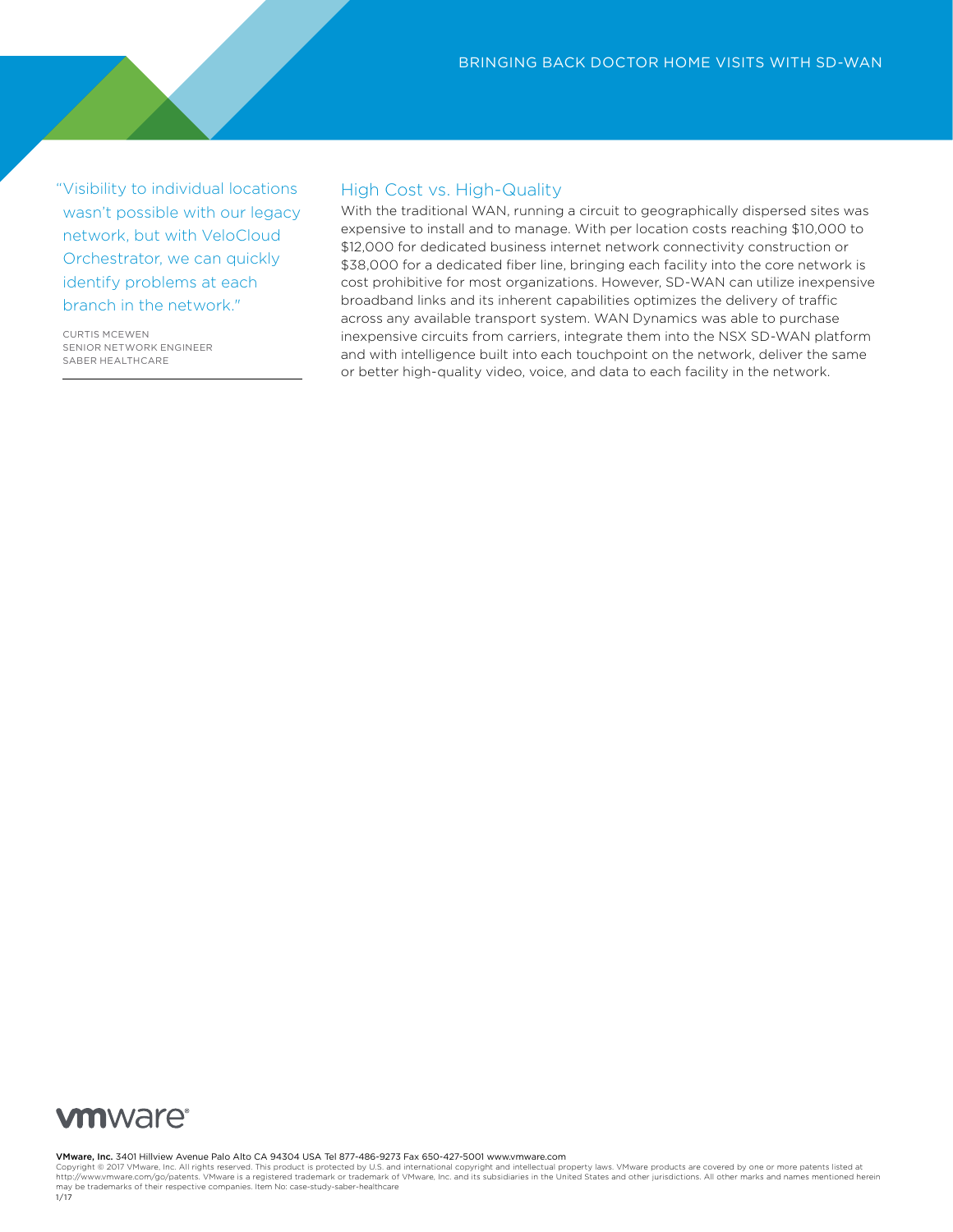"Visibility to individual locations wasn't possible with our legacy network, but with VeloCloud Orchestrator, we can quickly identify problems at each branch in the network."

CURTIS MCEWEN
SENIOR NETWORK ENGINEER
SABER HEALTHCARE

## High Cost vs. High-Quality

With the traditional WAN, running a circuit to geographically dispersed sites was expensive to install and to manage. With per location costs reaching $10,000 to $12,000 for dedicated business internet network connectivity construction or $38,000 for a dedicated fiber line, bringing each facility into the core network is cost prohibitive for most organizations. However, SD-WAN can utilize inexpensive broadband links and its inherent capabilities optimizes the delivery of traffic across any available transport system. WAN Dynamics was able to purchase inexpensive circuits from carriers, integrate them into the NSX SD-WAN platform and with intelligence built into each touchpoint on the network, deliver the same or better high-quality video, voice, and data to each facility in the network.

**VMware, Inc.** 3401 Hillview Avenue Palo Alto CA 94304 USA Tel 877-486-9273 Fax 650-427-5001 www.vmware.com
Copyright © 2017 VMware, Inc. All rights reserved. This product is protected by U.S. and international copyright and intellectual property laws. VMware products are covered by one or more patents listed at http://www.vmware.com/go/patents. VMware is a registered trademark or trademark of VMware, Inc. and its subsidiaries in the United States and other jurisdictions. All other marks and names mentioned herein may be trademarks of their respective companies. Item No: case-study-saber-healthcare
1/17